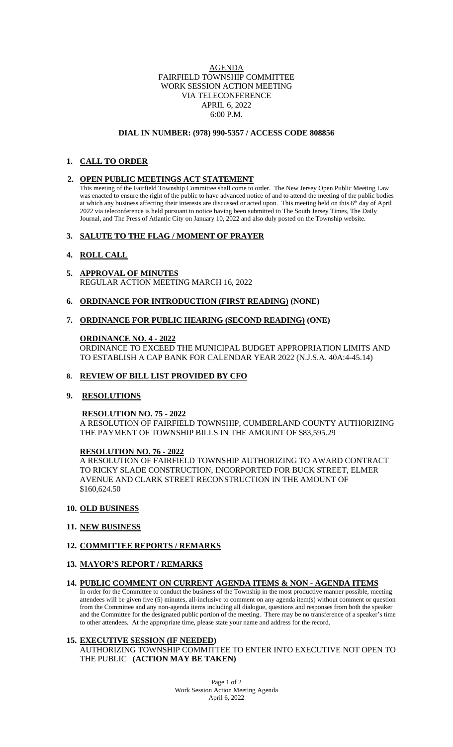AGENDA
FAIRFIELD TOWNSHIP COMMITTEE
WORK SESSION ACTION MEETING
VIA TELECONFERENCE
APRIL 6, 2022
6:00 P.M.

**DIAL IN NUMBER: (978) 990-5357 / ACCESS CODE 808856**

1. **CALL TO ORDER**

2. **OPEN PUBLIC MEETINGS ACT STATEMENT**
   This meeting of the Fairfield Township Committee shall come to order. The New Jersey Open Public Meeting Law was enacted to ensure the right of the public to have advanced notice of and to attend the meeting of the public bodies at which any business affecting their interests are discussed or acted upon. This meeting held on this 6th day of April 2022 via teleconference is held pursuant to notice having been submitted to The South Jersey Times, The Daily Journal, and The Press of Atlantic City on January 10, 2022 and also duly posted on the Township website.

3. **SALUTE TO THE FLAG / MOMENT OF PRAYER**

4. **ROLL CALL**

5. **APPROVAL OF MINUTES**
   REGULAR ACTION MEETING MARCH 16, 2022

6. **ORDINANCE FOR INTRODUCTION (FIRST READING) (NONE)**

7. **ORDINANCE FOR PUBLIC HEARING (SECOND READING) (ONE)**

   **ORDINANCE NO. 4 - 2022**
   ORDINANCE TO EXCEED THE MUNICIPAL BUDGET APPROPRIATION LIMITS AND TO ESTABLISH A CAP BANK FOR CALENDAR YEAR 2022 (N.J.S.A. 40A:4-45.14)

8. **REVIEW OF BILL LIST PROVIDED BY CFO**

9. **RESOLUTIONS**

   **RESOLUTION NO. 75 - 2022**
   A RESOLUTION OF FAIRFIELD TOWNSHIP, CUMBERLAND COUNTY AUTHORIZING THE PAYMENT OF TOWNSHIP BILLS IN THE AMOUNT OF $83,595.29

   **RESOLUTION NO. 76 - 2022**
   A RESOLUTION OF FAIRFIELD TOWNSHIP AUTHORIZING TO AWARD CONTRACT TO RICKY SLADE CONSTRUCTION, INCORPORTED FOR BUCK STREET, ELMER AVENUE AND CLARK STREET RECONSTRUCTION IN THE AMOUNT OF $160,624.50

10. **OLD BUSINESS**

11. **NEW BUSINESS**

12. **COMMITTEE REPORTS / REMARKS**

13. **MAYOR'S REPORT / REMARKS**

14. **PUBLIC COMMENT ON CURRENT AGENDA ITEMS & NON - AGENDA ITEMS**
    In order for the Committee to conduct the business of the Township in the most productive manner possible, meeting attendees will be given five (5) minutes, all-inclusive to comment on any agenda item(s) without comment or question from the Committee and any non-agenda items including all dialogue, questions and responses from both the speaker and the Committee for the designated public portion of the meeting. There may be no transference of a speaker's time to other attendees. At the appropriate time, please state your name and address for the record.

15. **EXECUTIVE SESSION (IF NEEDED)**
    AUTHORIZING TOWNSHIP COMMITTEE TO ENTER INTO EXECUTIVE NOT OPEN TO THE PUBLIC **(ACTION MAY BE TAKEN)**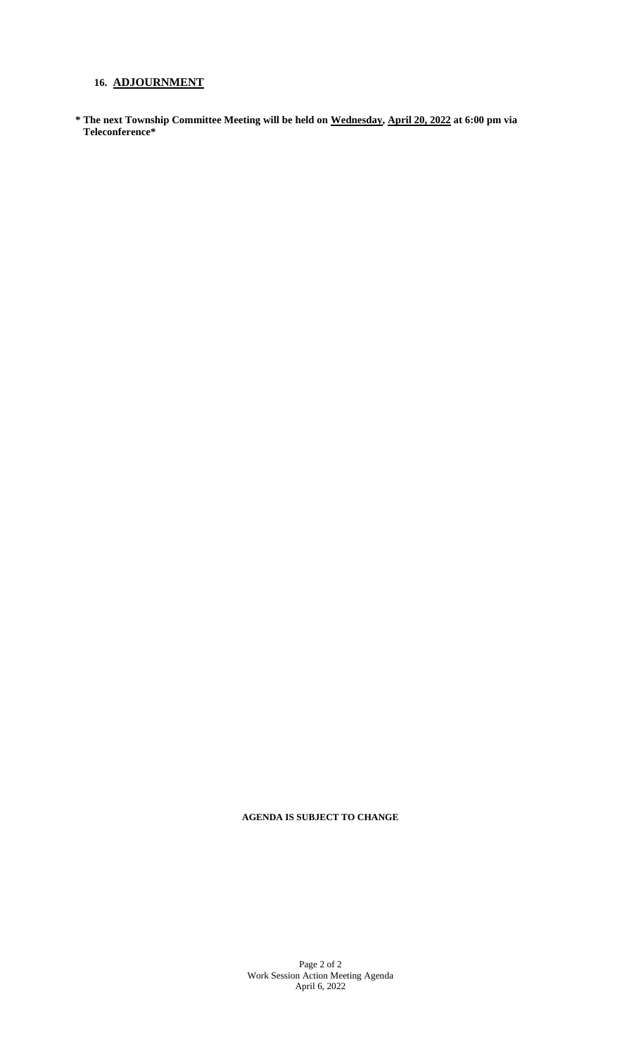## 16. ADJOURNMENT

**\* The next Township Committee Meeting will be held on Wednesday, April 20, 2022 at 6:00 pm via Teleconference\***

**AGENDA IS SUBJECT TO CHANGE**